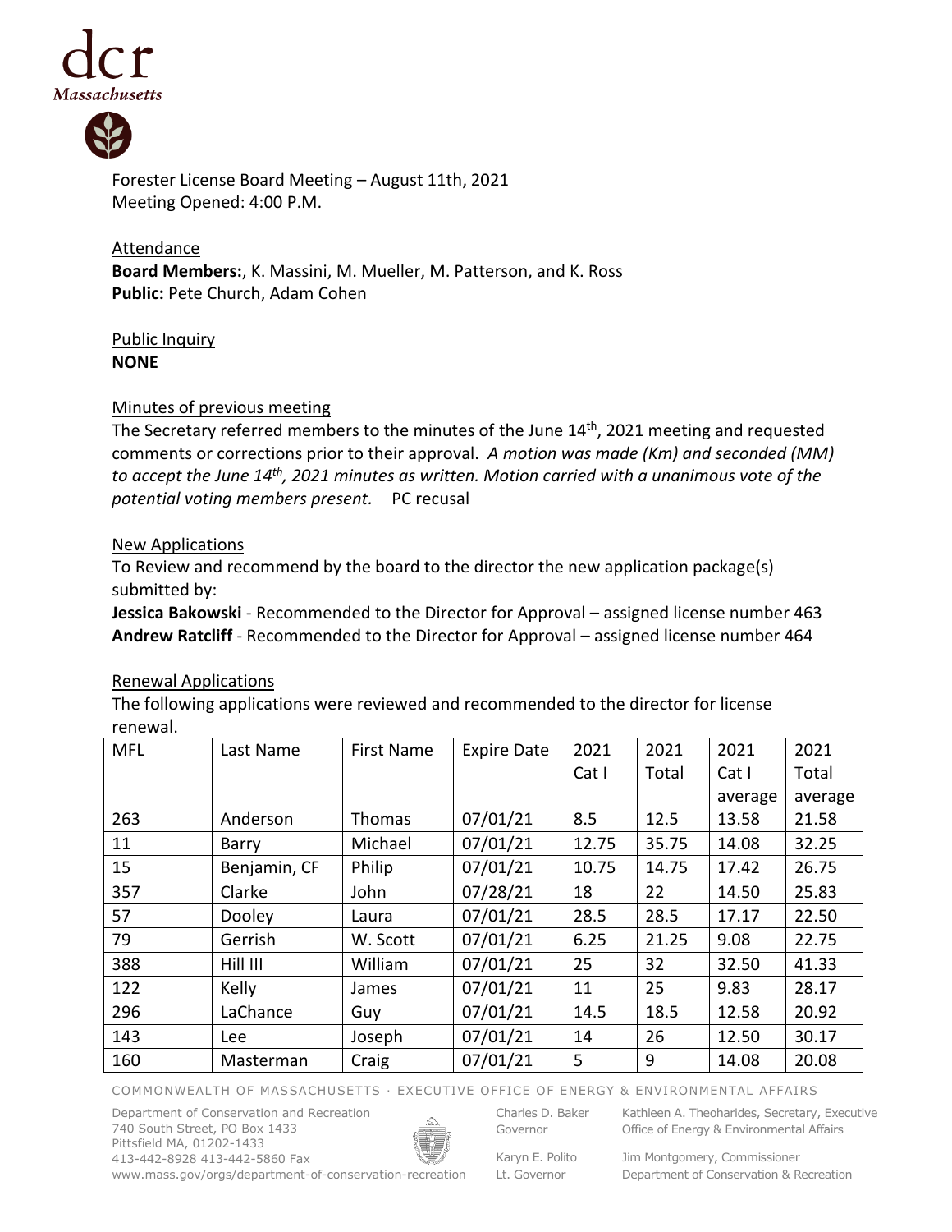Forester License Board Meeting – August 11th, 2021
Meeting Opened: 4:00 P.M.

Attendance
**Board Members:**, K. Massini, M. Mueller, M. Patterson, and K. Ross
**Public:** Pete Church, Adam Cohen

Public Inquiry
**NONE**

Minutes of previous meeting
The Secretary referred members to the minutes of the June 14th, 2021 meeting and requested comments or corrections prior to their approval. *A motion was made (Km) and seconded (MM) to accept the June 14th, 2021 minutes as written. Motion carried with a unanimous vote of the potential voting members present.* PC recusal

New Applications
To Review and recommend by the board to the director the new application package(s) submitted by:
**Jessica Bakowski** - Recommended to the Director for Approval – assigned license number 463
**Andrew Ratcliff** - Recommended to the Director for Approval – assigned license number 464

Renewal Applications
The following applications were reviewed and recommended to the director for license renewal.

| MFL | Last Name | First Name | Expire Date | 2021 Cat I | 2021 Total | 2021 Cat I average | 2021 Total average |
|---|---|---|---|---|---|---|---|
| 263 | Anderson | Thomas | 07/01/21 | 8.5 | 12.5 | 13.58 | 21.58 |
| 11 | Barry | Michael | 07/01/21 | 12.75 | 35.75 | 14.08 | 32.25 |
| 15 | Benjamin, CF | Philip | 07/01/21 | 10.75 | 14.75 | 17.42 | 26.75 |
| 357 | Clarke | John | 07/28/21 | 18 | 22 | 14.50 | 25.83 |
| 57 | Dooley | Laura | 07/01/21 | 28.5 | 28.5 | 17.17 | 22.50 |
| 79 | Gerrish | W. Scott | 07/01/21 | 6.25 | 21.25 | 9.08 | 22.75 |
| 388 | Hill III | William | 07/01/21 | 25 | 32 | 32.50 | 41.33 |
| 122 | Kelly | James | 07/01/21 | 11 | 25 | 9.83 | 28.17 |
| 296 | LaChance | Guy | 07/01/21 | 14.5 | 18.5 | 12.58 | 20.92 |
| 143 | Lee | Joseph | 07/01/21 | 14 | 26 | 12.50 | 30.17 |
| 160 | Masterman | Craig | 07/01/21 | 5 | 9 | 14.08 | 20.08 |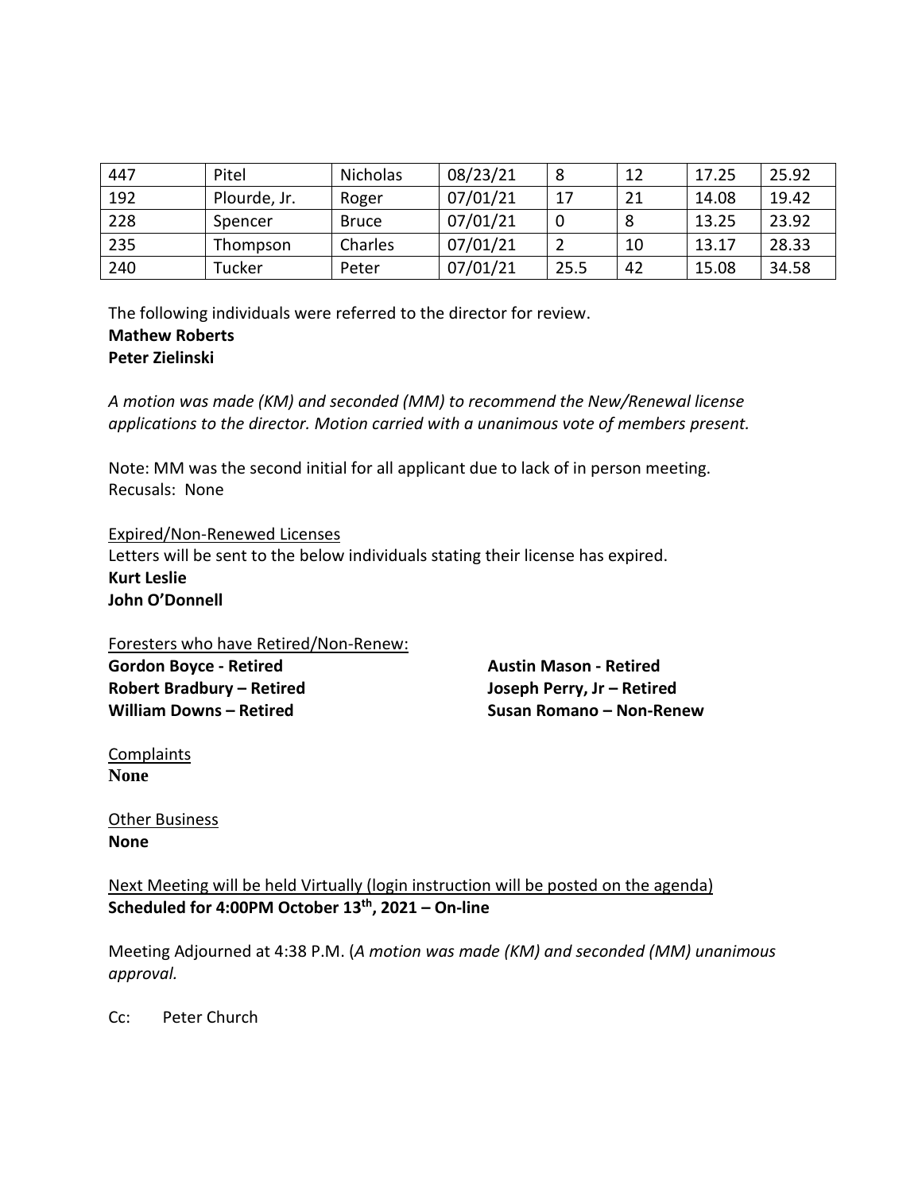| | | | | | | | |
|---|---|---|---|---|---|---|---|
| 447 | Pitel | Nicholas | 08/23/21 | 8 | 12 | 17.25 | 25.92 |
| 192 | Plourde, Jr. | Roger | 07/01/21 | 17 | 21 | 14.08 | 19.42 |
| 228 | Spencer | Bruce | 07/01/21 | 0 | 8 | 13.25 | 23.92 |
| 235 | Thompson | Charles | 07/01/21 | 2 | 10 | 13.17 | 28.33 |
| 240 | Tucker | Peter | 07/01/21 | 25.5 | 42 | 15.08 | 34.58 |

The following individuals were referred to the director for review.
**Mathew Roberts**
**Peter Zielinski**

*A motion was made (KM) and seconded (MM) to recommend the New/Renewal license applications to the director. Motion carried with a unanimous vote of members present.*

Note: MM was the second initial for all applicant due to lack of in person meeting.
Recusals: None

Expired/Non-Renewed Licenses
Letters will be sent to the below individuals stating their license has expired.
**Kurt Leslie**
**John O'Donnell**

Foresters who have Retired/Non-Renew:
**Gordon Boyce - Retired**
**Robert Bradbury – Retired**
**William Downs – Retired**
**Austin Mason - Retired**
**Joseph Perry, Jr – Retired**
**Susan Romano – Non-Renew**

Complaints
**None**

Other Business
**None**

Next Meeting will be held Virtually (login instruction will be posted on the agenda)
**Scheduled for 4:00PM October 13th, 2021 – On-line**

Meeting Adjourned at 4:38 P.M. (*A motion was made (KM) and seconded (MM) unanimous approval.*

Cc: Peter Church